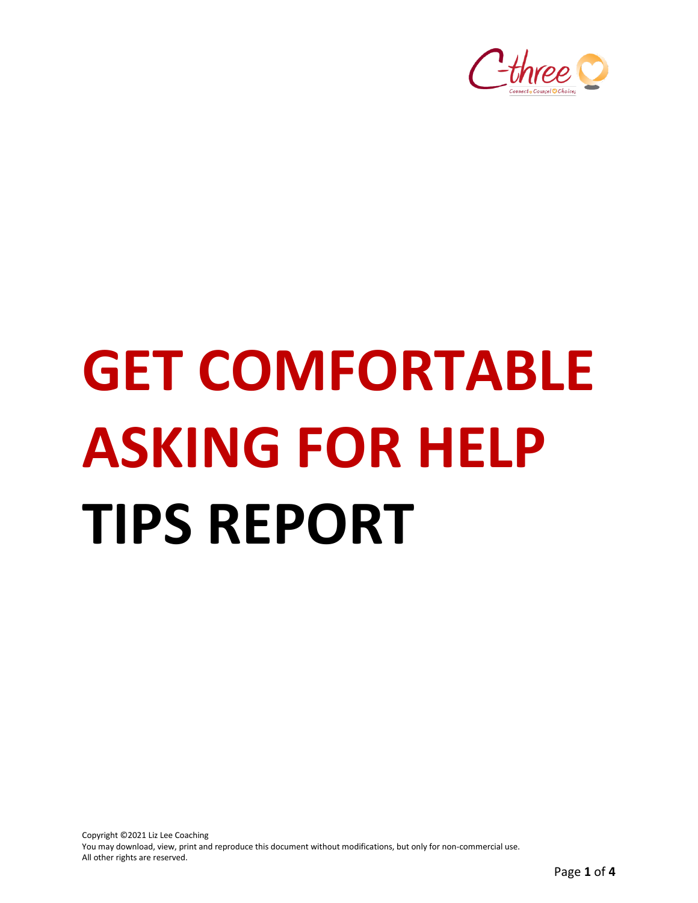# GET COMFORTABLE ASKING FOR HELP TIPS REPORT

Copyright ©2021 Liz Lee Coaching
You may download, view, print and reproduce this document without modifications, but only for non-commercial use.
All other rights are reserved.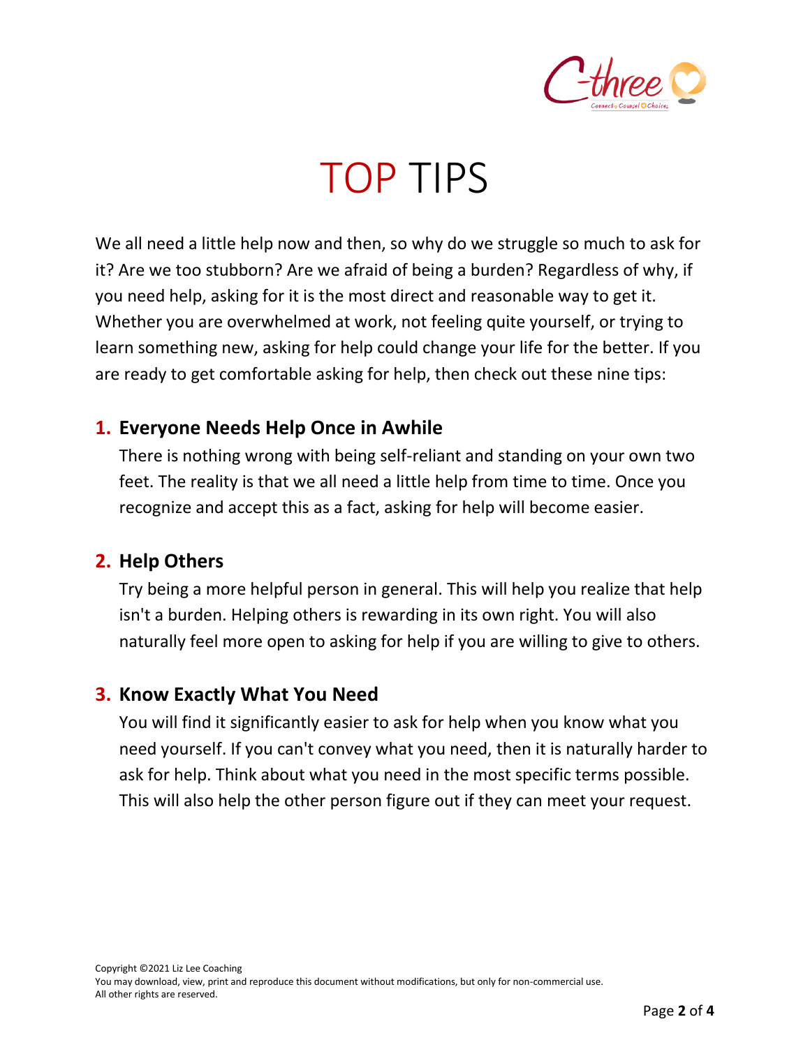# TOP TIPS

We all need a little help now and then, so why do we struggle so much to ask for it? Are we too stubborn? Are we afraid of being a burden? Regardless of why, if you need help, asking for it is the most direct and reasonable way to get it. Whether you are overwhelmed at work, not feeling quite yourself, or trying to learn something new, asking for help could change your life for the better. If you are ready to get comfortable asking for help, then check out these nine tips:

### 1. Everyone Needs Help Once in Awhile

There is nothing wrong with being self-reliant and standing on your own two feet. The reality is that we all need a little help from time to time. Once you recognize and accept this as a fact, asking for help will become easier.

### 2. Help Others

Try being a more helpful person in general. This will help you realize that help isn't a burden. Helping others is rewarding in its own right. You will also naturally feel more open to asking for help if you are willing to give to others.

### 3. Know Exactly What You Need

You will find it significantly easier to ask for help when you know what you need yourself. If you can't convey what you need, then it is naturally harder to ask for help. Think about what you need in the most specific terms possible. This will also help the other person figure out if they can meet your request.

Copyright ©2021 Liz Lee Coaching
You may download, view, print and reproduce this document without modifications, but only for non-commercial use.
All other rights are reserved.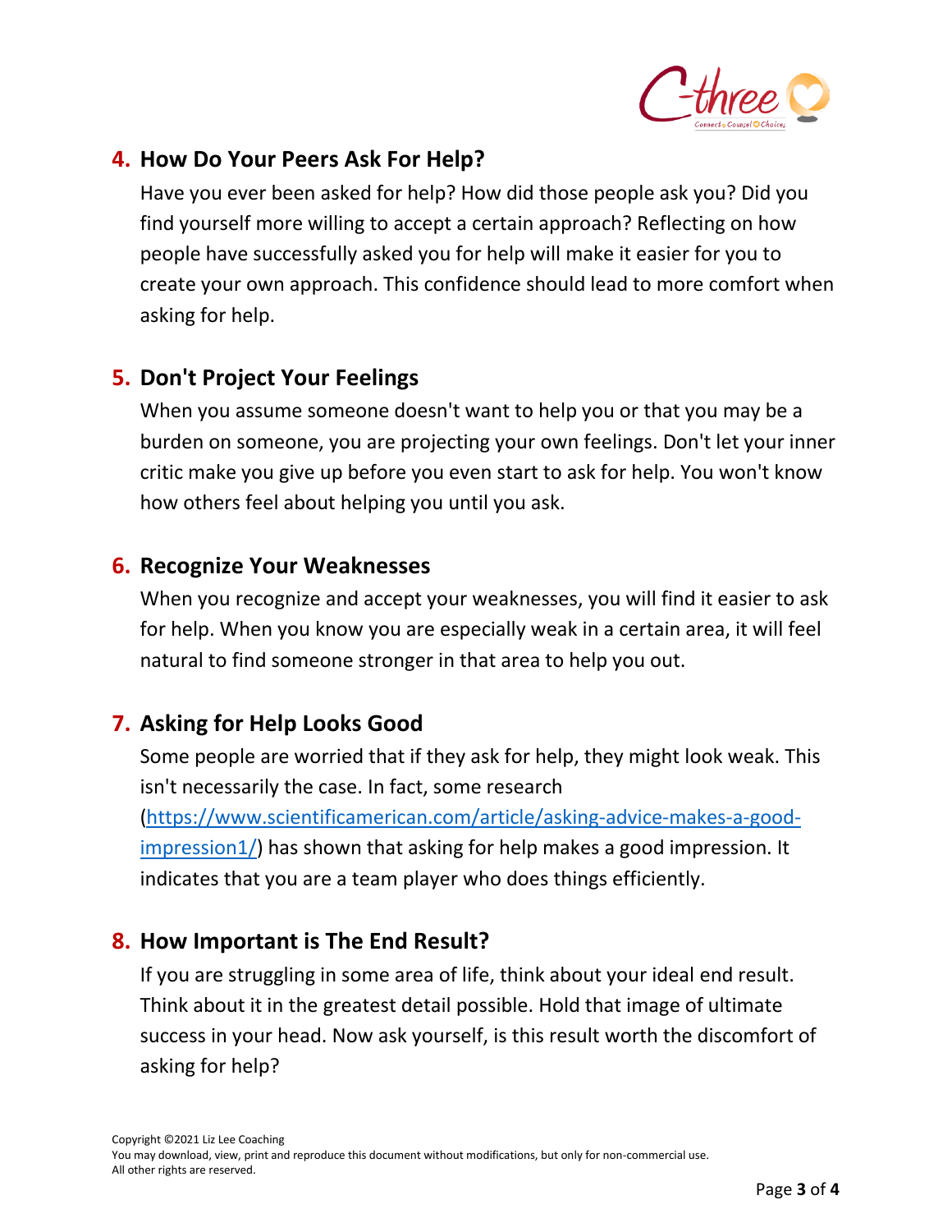## 4. How Do Your Peers Ask For Help?

Have you ever been asked for help? How did those people ask you? Did you find yourself more willing to accept a certain approach? Reflecting on how people have successfully asked you for help will make it easier for you to create your own approach. This confidence should lead to more comfort when asking for help.

## 5. Don't Project Your Feelings

When you assume someone doesn't want to help you or that you may be a burden on someone, you are projecting your own feelings. Don't let your inner critic make you give up before you even start to ask for help. You won't know how others feel about helping you until you ask.

## 6. Recognize Your Weaknesses

When you recognize and accept your weaknesses, you will find it easier to ask for help. When you know you are especially weak in a certain area, it will feel natural to find someone stronger in that area to help you out.

## 7. Asking for Help Looks Good

Some people are worried that if they ask for help, they might look weak. This isn't necessarily the case. In fact, some research (https://www.scientificamerican.com/article/asking-advice-makes-a-good-impression1/) has shown that asking for help makes a good impression. It indicates that you are a team player who does things efficiently.

## 8. How Important is The End Result?

If you are struggling in some area of life, think about your ideal end result. Think about it in the greatest detail possible. Hold that image of ultimate success in your head. Now ask yourself, is this result worth the discomfort of asking for help?

Copyright ©2021 Liz Lee Coaching
You may download, view, print and reproduce this document without modifications, but only for non-commercial use.
All other rights are reserved.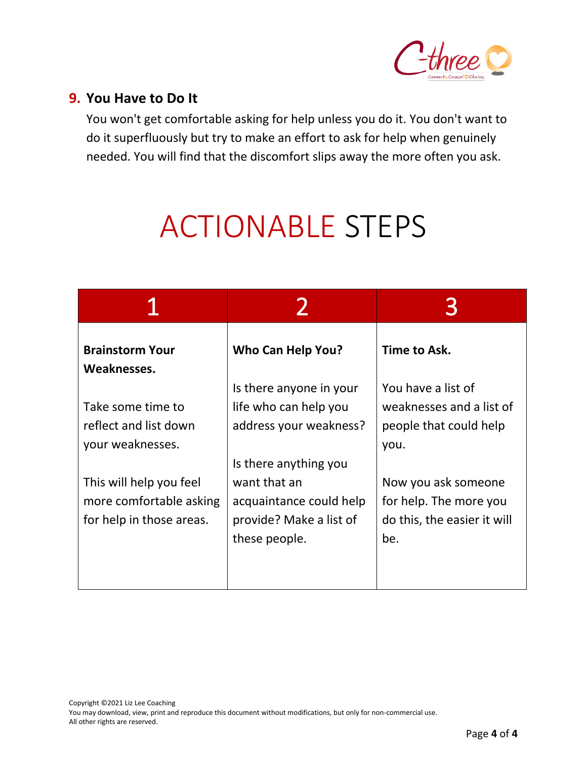## 9. You Have to Do It

You won't get comfortable asking for help unless you do it. You don't want to do it superfluously but try to make an effort to ask for help when genuinely needed. You will find that the discomfort slips away the more often you ask.

# ACTIONABLE STEPS

| 1 | 2 | 3 |
|---|---|---|
| **Brainstorm Your Weaknesses.**<br><br>Take some time to reflect and list down your weaknesses.<br><br>This will help you feel more comfortable asking for help in those areas. | **Who Can Help You?**<br><br>Is there anyone in your life who can help you address your weakness?<br><br>Is there anything you want that an acquaintance could help provide? Make a list of these people. | **Time to Ask.**<br><br>You have a list of weaknesses and a list of people that could help you.<br><br>Now you ask someone for help. The more you do this, the easier it will be. |

Copyright ©2021 Liz Lee Coaching
You may download, view, print and reproduce this document without modifications, but only for non-commercial use.
All other rights are reserved.